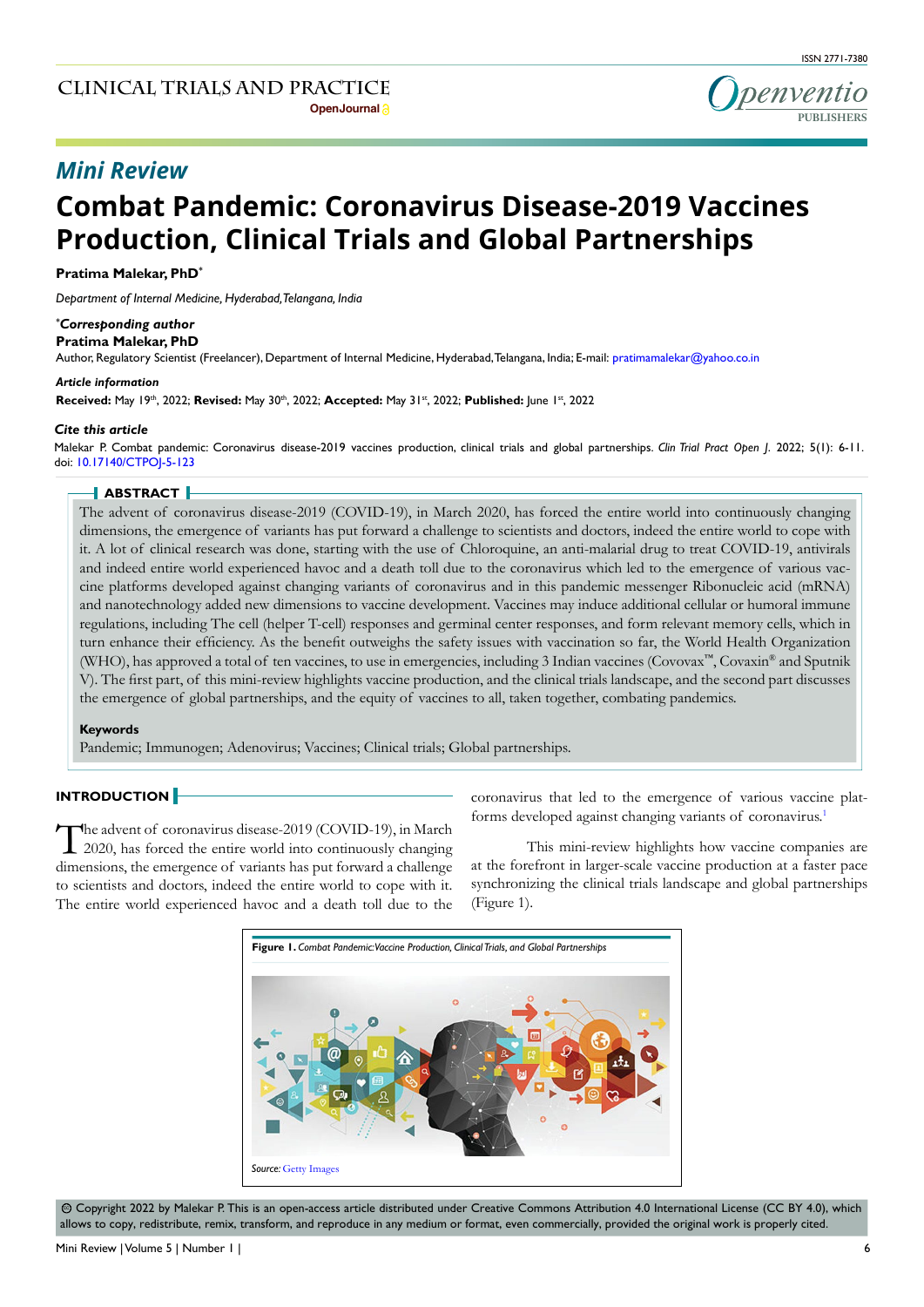## Mini Review

# Combat Pandemic: Coronavirus Disease-2019 Vaccines Production, Clinical Trials and Global Partnerships

**Pratima Malekar, PhD***

*Department of Internal Medicine, Hyderabad, Telangana, India*

***Corresponding author***
**Pratima Malekar, PhD**
Author, Regulatory Scientist (Freelancer), Department of Internal Medicine, Hyderabad, Telangana, India; E-mail: pratimamalekar@yahoo.co.in

***Article information***
**Received:** May 19th, 2022; **Revised:** May 30th, 2022; **Accepted:** May 31st, 2022; **Published:** June 1st, 2022

***Cite this article***
Malekar P. Combat pandemic: Coronavirus disease-2019 vaccines production, clinical trials and global partnerships. *Clin Trial Pract Open J.* 2022; 5(1): 6-11. doi: 10.17140/CTPOJ-5-123

## ABSTRACT

The advent of coronavirus disease-2019 (COVID-19), in March 2020, has forced the entire world into continuously changing dimensions, the emergence of variants has put forward a challenge to scientists and doctors, indeed the entire world to cope with it. A lot of clinical research was done, starting with the use of Chloroquine, an anti-malarial drug to treat COVID-19, antivirals and indeed entire world experienced havoc and a death toll due to the coronavirus which led to the emergence of various vaccine platforms developed against changing variants of coronavirus and in this pandemic messenger Ribonucleic acid (mRNA) and nanotechnology added new dimensions to vaccine development. Vaccines may induce additional cellular or humoral immune regulations, including The cell (helper T-cell) responses and germinal center responses, and form relevant memory cells, which in turn enhance their efficiency. As the benefit outweighs the safety issues with vaccination so far, the World Health Organization (WHO), has approved a total of ten vaccines, to use in emergencies, including 3 Indian vaccines (Covovax™, Covaxin® and Sputnik V). The first part, of this mini-review highlights vaccine production, and the clinical trials landscape, and the second part discusses the emergence of global partnerships, and the equity of vaccines to all, taken together, combating pandemics.

**Keywords**
Pandemic; Immunogen; Adenovirus; Vaccines; Clinical trials; Global partnerships.

## INTRODUCTION

The advent of coronavirus disease-2019 (COVID-19), in March 2020, has forced the entire world into continuously changing dimensions, the emergence of variants has put forward a challenge to scientists and doctors, indeed the entire world to cope with it. The entire world experienced havoc and a death toll due to the coronavirus that led to the emergence of various vaccine platforms developed against changing variants of coronavirus.[1]

This mini-review highlights how vaccine companies are at the forefront in larger-scale vaccine production at a faster pace synchronizing the clinical trials landscape and global partnerships (Figure 1).

**Figure 1.** *Combat Pandemic: Vaccine Production, Clinical Trials, and Global Partnerships*

*Source:* Getty Images

© Copyright 2022 by Malekar P. This is an open-access article distributed under Creative Commons Attribution 4.0 International License (CC BY 4.0), which allows to copy, redistribute, remix, transform, and reproduce in any medium or format, even commercially, provided the original work is properly cited.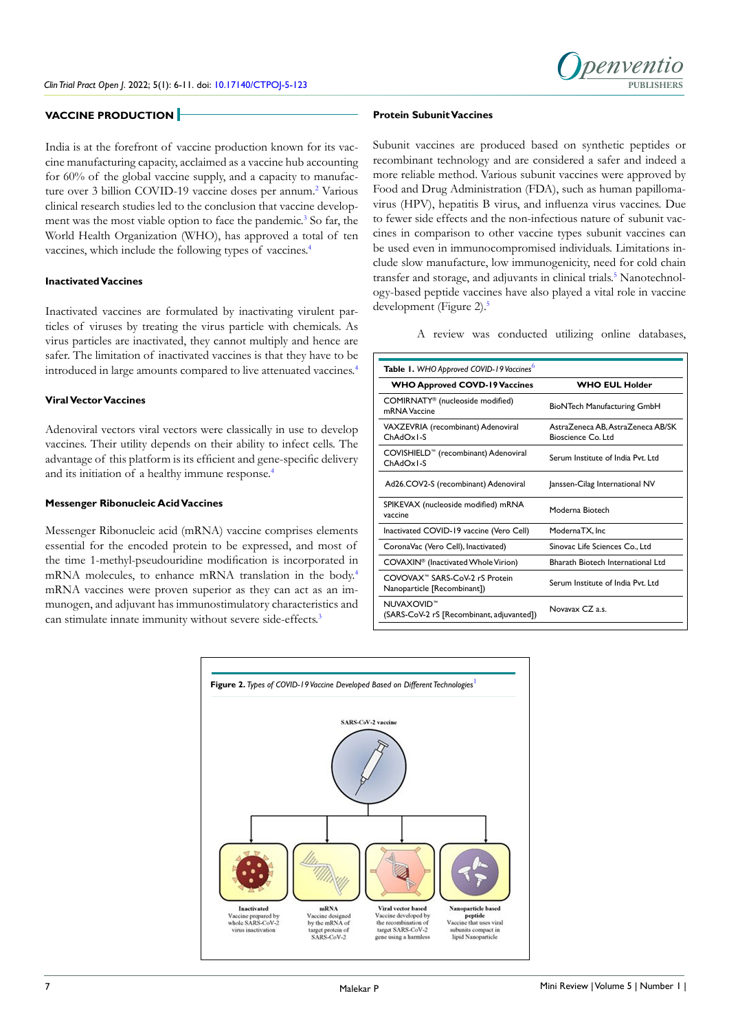## VACCINE PRODUCTION

India is at the forefront of vaccine production known for its vaccine manufacturing capacity, acclaimed as a vaccine hub accounting for 60% of the global vaccine supply, and a capacity to manufacture over 3 billion COVID-19 vaccine doses per annum.[2] Various clinical research studies led to the conclusion that vaccine development was the most viable option to face the pandemic.[3] So far, the World Health Organization (WHO), has approved a total of ten vaccines, which include the following types of vaccines.[4]

### Inactivated Vaccines

Inactivated vaccines are formulated by inactivating virulent particles of viruses by treating the virus particle with chemicals. As virus particles are inactivated, they cannot multiply and hence are safer. The limitation of inactivated vaccines is that they have to be introduced in large amounts compared to live attenuated vaccines.[4]

### Viral Vector Vaccines

Adenoviral vectors viral vectors were classically in use to develop vaccines. Their utility depends on their ability to infect cells. The advantage of this platform is its efficient and gene-specific delivery and its initiation of a healthy immune response.[4]

### Messenger Ribonucleic Acid Vaccines

Messenger Ribonucleic acid (mRNA) vaccine comprises elements essential for the encoded protein to be expressed, and most of the time 1-methyl-pseudouridine modification is incorporated in mRNA molecules, to enhance mRNA translation in the body.[4] mRNA vaccines were proven superior as they can act as an immunogen, and adjuvant has immunostimulatory characteristics and can stimulate innate immunity without severe side-effects.[3]

### Protein Subunit Vaccines

Subunit vaccines are produced based on synthetic peptides or recombinant technology and are considered a safer and indeed a more reliable method. Various subunit vaccines were approved by Food and Drug Administration (FDA), such as human papillomavirus (HPV), hepatitis B virus, and influenza virus vaccines. Due to fewer side effects and the non-infectious nature of subunit vaccines in comparison to other vaccine types subunit vaccines can be used even in immunocompromised individuals. Limitations include slow manufacture, low immunogenicity, need for cold chain transfer and storage, and adjuvants in clinical trials.[5] Nanotechnology-based peptide vaccines have also played a vital role in vaccine development (Figure 2).[5]

A review was conducted utilizing online databases,

**Table 1.** *WHO Approved COVID-19 Vaccines*[6]

| WHO Approved COVD-19 Vaccines | WHO EUL Holder |
|---|---|
| COMIRNATY® (nucleoside modified) mRNA Vaccine | BioNTech Manufacturing GmbH |
| VAXZEVRIA (recombinant) Adenoviral ChAdOx1-S | AstraZeneca AB, AstraZeneca AB/SK Bioscience Co. Ltd |
| COVISHIELD™ (recombinant) Adenoviral ChAdOx1-S | Serum Institute of India Pvt. Ltd |
| Ad26.COV2-S (recombinant) Adenoviral | Janssen-Cilag International NV |
| SPIKEVAX (nucleoside modified) mRNA vaccine | Moderna Biotech |
| Inactivated COVID-19 vaccine (Vero Cell) | ModernaTX, Inc |
| CoronaVac (Vero Cell), Inactivated) | Sinovac Life Sciences Co., Ltd |
| COVAXIN® (Inactivated Whole Virion) | Bharath Biotech International Ltd |
| COVOVAX™ SARS-CoV-2 rS Protein Nanoparticle [Recombinant]) | Serum Institute of India Pvt. Ltd |
| NUVAXOVID™ (SARS-CoV-2 rS [Recombinant, adjuvanted]) | Novavax CZ a.s. |

**Figure 2.** *Types of COVID-19 Vaccine Developed Based on Different Technologies*[1]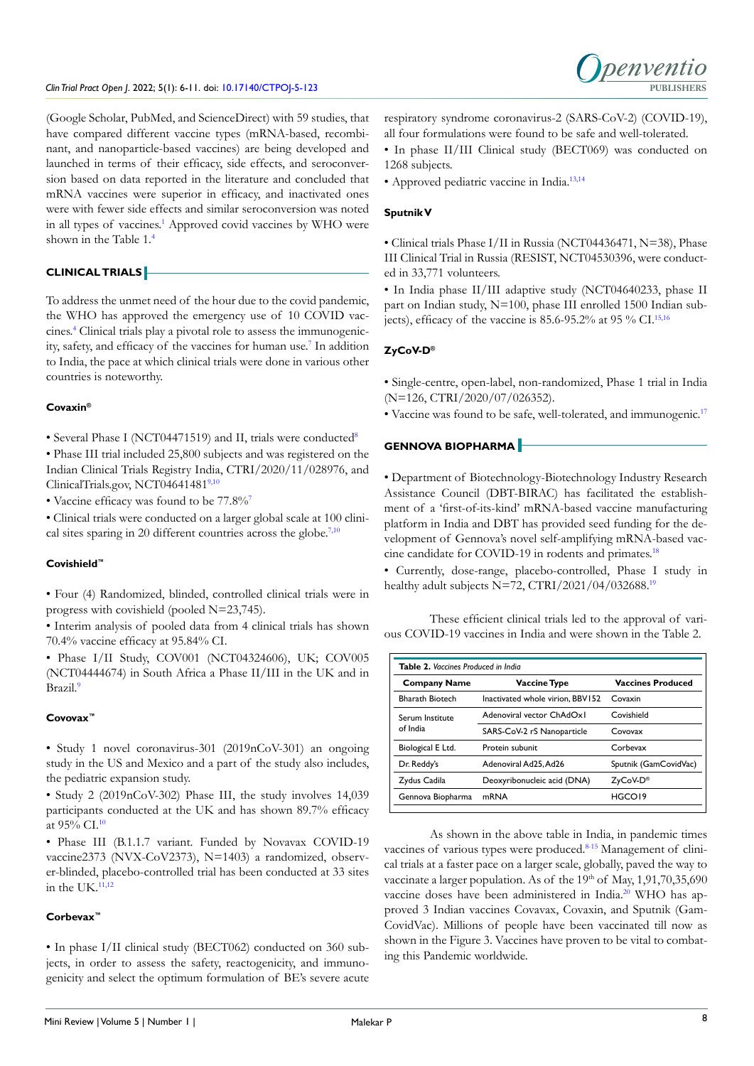(Google Scholar, PubMed, and ScienceDirect) with 59 studies, that have compared different vaccine types (mRNA-based, recombinant, and nanoparticle-based vaccines) are being developed and launched in terms of their efficacy, side effects, and seroconversion based on data reported in the literature and concluded that mRNA vaccines were superior in efficacy, and inactivated ones were with fewer side effects and similar seroconversion was noted in all types of vaccines.[1] Approved covid vaccines by WHO were shown in the Table 1.[4]

## CLINICAL TRIALS

To address the unmet need of the hour due to the covid pandemic, the WHO has approved the emergency use of 10 COVID vaccines.[4] Clinical trials play a pivotal role to assess the immunogenicity, safety, and efficacy of the vaccines for human use.[7] In addition to India, the pace at which clinical trials were done in various other countries is noteworthy.

### Covaxin®

- Several Phase I (NCT04471519) and II, trials were conducted[8]
- Phase III trial included 25,800 subjects and was registered on the Indian Clinical Trials Registry India, CTRI/2020/11/028976, and ClinicalTrials.gov, NCT04641481[9,10]
- Vaccine efficacy was found to be 77.8%[7]
- Clinical trials were conducted on a larger global scale at 100 clinical sites sparing in 20 different countries across the globe.[7,10]

### Covishield™

- Four (4) Randomized, blinded, controlled clinical trials were in progress with covishield (pooled N=23,745).
- Interim analysis of pooled data from 4 clinical trials has shown 70.4% vaccine efficacy at 95.84% CI.
- Phase I/II Study, COV001 (NCT04324606), UK; COV005 (NCT04444674) in South Africa a Phase II/III in the UK and in Brazil.[9]

### Covovax™

- Study 1 novel coronavirus-301 (2019nCoV-301) an ongoing study in the US and Mexico and a part of the study also includes, the pediatric expansion study.
- Study 2 (2019nCoV-302) Phase III, the study involves 14,039 participants conducted at the UK and has shown 89.7% efficacy at 95% CI.[10]
- Phase III (B.1.1.7 variant. Funded by Novavax COVID-19 vaccine2373 (NVX-CoV2373), N=1403) a randomized, observer-blinded, placebo-controlled trial has been conducted at 33 sites in the UK.[11,12]

### Corbevax™

- In phase I/II clinical study (BECT062) conducted on 360 subjects, in order to assess the safety, reactogenicity, and immunogenicity and select the optimum formulation of BE's severe acute respiratory syndrome coronavirus-2 (SARS-CoV-2) (COVID-19), all four formulations were found to be safe and well-tolerated.
- In phase II/III Clinical study (BECT069) was conducted on 1268 subjects.
- Approved pediatric vaccine in India.[13,14]

### Sputnik V

- Clinical trials Phase I/II in Russia (NCT04436471, N=38), Phase III Clinical Trial in Russia (RESIST, NCT04530396, were conducted in 33,771 volunteers.
- In India phase II/III adaptive study (NCT04640233, phase II part on Indian study, N=100, phase III enrolled 1500 Indian subjects), efficacy of the vaccine is 85.6-95.2% at 95 % CI.[15,16]

### ZyCoV-D®

- Single-centre, open-label, non-randomized, Phase 1 trial in India (N=126, CTRI/2020/07/026352).
- Vaccine was found to be safe, well-tolerated, and immunogenic.[17]

## GENNOVA BIOPHARMA

- Department of Biotechnology-Biotechnology Industry Research Assistance Council (DBT-BIRAC) has facilitated the establishment of a 'first-of-its-kind' mRNA-based vaccine manufacturing platform in India and DBT has provided seed funding for the development of Gennova's novel self-amplifying mRNA-based vaccine candidate for COVID-19 in rodents and primates.[18]
- Currently, dose-range, placebo-controlled, Phase I study in healthy adult subjects N=72, CTRI/2021/04/032688.[19]

These efficient clinical trials led to the approval of various COVID-19 vaccines in India and were shown in the Table 2.

**Table 2.** *Vaccines Produced in India*

| Company Name | Vaccine Type | Vaccines Produced |
|---|---|---|
| Bharath Biotech | Inactivated whole virion, BBV152 | Covaxin |
| Serum Institute of India | Adenoviral vector ChAdOx1 | Covishield |
| | SARS-CoV-2 rS Nanoparticle | Covovax |
| Biological E Ltd. | Protein subunit | Corbevax |
| Dr. Reddy's | Adenoviral Ad25, Ad26 | Sputnik (GamCovidVac) |
| Zydus Cadila | Deoxyribonucleic acid (DNA) | ZyCoV-D® |
| Gennova Biopharma | mRNA | HGCO19 |

As shown in the above table in India, in pandemic times vaccines of various types were produced.[8-15] Management of clinical trials at a faster pace on a larger scale, globally, paved the way to vaccinate a larger population. As of the 19th of May, 1,91,70,35,690 vaccine doses have been administered in India.[20] WHO has approved 3 Indian vaccines Covavax, Covaxin, and Sputnik (GamCovidVac). Millions of people have been vaccinated till now as shown in the Figure 3. Vaccines have proven to be vital to combating this Pandemic worldwide.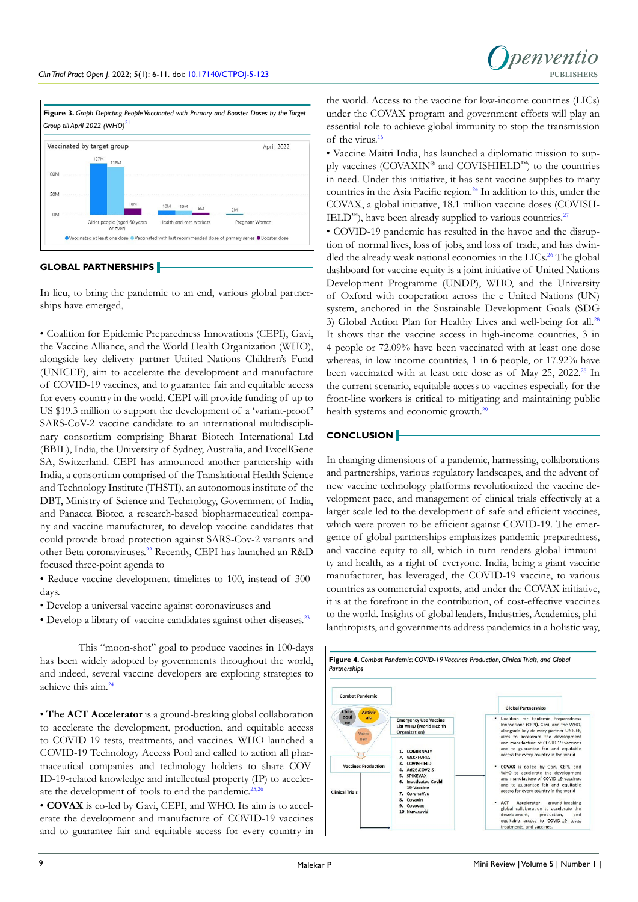**Figure 3.** *Graph Depicting People Vaccinated with Primary and Booster Doses by the Target Group till April 2022 (WHO)*[21]

| Vaccinated by target group (April, 2022) | Vaccinated at least one dose | Vaccinated with last recommended dose of primary series | Booster dose |
|---|---|---|---|
| Older people (aged 60 years or over) | 127M | 118M | 16M |
| Health and care workers | 10M | 10M | 5M |
| Pregnant Women | | 2M | |

## GLOBAL PARTNERSHIPS

In lieu, to bring the pandemic to an end, various global partnerships have emerged,

- Coalition for Epidemic Preparedness Innovations (CEPI), Gavi, the Vaccine Alliance, and the World Health Organization (WHO), alongside key delivery partner United Nations Children's Fund (UNICEF), aim to accelerate the development and manufacture of COVID-19 vaccines, and to guarantee fair and equitable access for every country in the world. CEPI will provide funding of up to US $19.3 million to support the development of a 'variant-proof' SARS-CoV-2 vaccine candidate to an international multidisciplinary consortium comprising Bharat Biotech International Ltd (BBIL), India, the University of Sydney, Australia, and ExcellGene SA, Switzerland. CEPI has announced another partnership with India, a consortium comprised of the Translational Health Science and Technology Institute (THSTI), an autonomous institute of the DBT, Ministry of Science and Technology, Government of India, and Panacea Biotec, a research-based biopharmaceutical company and vaccine manufacturer, to develop vaccine candidates that could provide broad protection against SARS-Cov-2 variants and other Beta coronaviruses.[22] Recently, CEPI has launched an R&D focused three-point agenda to
- Reduce vaccine development timelines to 100, instead of 300-days.
- Develop a universal vaccine against coronaviruses and
- Develop a library of vaccine candidates against other diseases.[23]

This "moon-shot" goal to produce vaccines in 100-days has been widely adopted by governments throughout the world, and indeed, several vaccine developers are exploring strategies to achieve this aim.[24]

- **The ACT Accelerator** is a ground-breaking global collaboration to accelerate the development, production, and equitable access to COVID-19 tests, treatments, and vaccines. WHO launched a COVID-19 Technology Access Pool and called to action all pharmaceutical companies and technology holders to share COVID-19-related knowledge and intellectual property (IP) to accelerate the development of tools to end the pandemic.[25,26]
- **COVAX** is co-led by Gavi, CEPI, and WHO. Its aim is to accelerate the development and manufacture of COVID-19 vaccines and to guarantee fair and equitable access for every country in the world. Access to the vaccine for low-income countries (LICs) under the COVAX program and government efforts will play an essential role to achieve global immunity to stop the transmission of the virus.[16]
- Vaccine Maitri India, has launched a diplomatic mission to supply vaccines (COVAXIN® and COVISHIELD™) to the countries in need. Under this initiative, it has sent vaccine supplies to many countries in the Asia Pacific region.[24] In addition to this, under the COVAX, a global initiative, 18.1 million vaccine doses (COVISHIELD™), have been already supplied to various countries.[27]
- COVID-19 pandemic has resulted in the havoc and the disruption of normal lives, loss of jobs, and loss of trade, and has dwindled the already weak national economies in the LICs.[26] The global dashboard for vaccine equity is a joint initiative of United Nations Development Programme (UNDP), WHO, and the University of Oxford with cooperation across the e United Nations (UN) system, anchored in the Sustainable Development Goals (SDG 3) Global Action Plan for Healthy Lives and well-being for all.[28] It shows that the vaccine access in high-income countries, 3 in 4 people or 72.09% have been vaccinated with at least one dose whereas, in low-income countries, 1 in 6 people, or 17.05% have been vaccinated with at least one dose as of May 25, 2022.[28] In the current scenario, equitable access to vaccines especially for the front-line workers is critical to mitigating and maintaining public health systems and economic growth.[29]

## CONCLUSION

In changing dimensions of a pandemic, harnessing, collaborations and partnerships, various regulatory landscapes, and the advent of new vaccine technology platforms revolutionized the vaccine development pace, and management of clinical trials effectively at a larger scale led to the development of safe and efficient vaccines, which were proven to be efficient against COVID-19. The emergence of global partnerships emphasizes pandemic preparedness, and vaccine equity to all, which in turn renders global immunity and health, as a right of everyone. India, being a giant vaccine manufacturer, has leveraged, the COVID-19 vaccine, to various countries as commercial exports, and under the COVAX initiative, it is at the forefront in the contribution, of cost-effective vaccines to the world. Insights of global leaders, Industries, Academics, philanthropists, and governments address pandemics in a holistic way,

**Figure 4.** *Combat Pandemic: COVID-19 Vaccines Production, Clinical Trials, and Global Partnerships*

Combat Pandemic

Chloroquine · Antivirals · Vaccines

Vaccines Production

Clinical Trials

Emergency Use Vaccine List WHO (World Health Organization)

1. COMIRNATY
2. VAXZEVRIA
3. COVISHIELD
4. Ad26.COV2-S
5. SPIKEVAX
6. Inactivated Covid 19-Vaccine
7. CoronaVac
8. Covaxin
9. Covovax
10. Nuvaxovid

Global Partnerships

- Coalition for Epidemic Preparedness Innovations (CEPI), Gavi, and the WHO, alongside key delivery partner UNICEF, aims to accelerate the development and manufacture of COVID-19 vaccines and to guarantee fair and equitable access for every country in the world
- COVAX is co-led by Gavi, CEPI, and WHO to accelerate the development and manufacture of COVID-19 vaccines and to guarantee fair and equitable access for every country in the world
- ACT Accelerator ground-breaking global collaboration to accelerate the development, production, and equitable access to COVID-19 tests, treatments, and vaccines.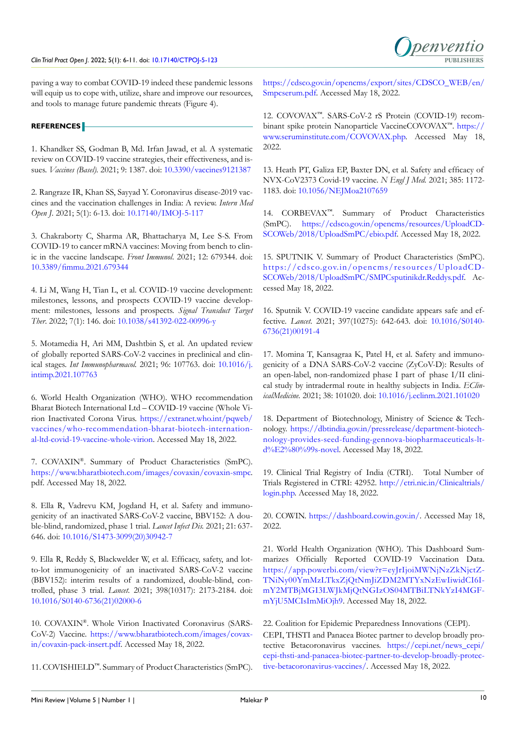paving a way to combat COVID-19 indeed these pandemic lessons will equip us to cope with, utilize, share and improve our resources, and tools to manage future pandemic threats (Figure 4).

## REFERENCES

1. Khandker SS, Godman B, Md. Irfan Jawad, et al. A systematic review on COVID-19 vaccine strategies, their effectiveness, and issues. *Vaccines (Basel).* 2021; 9: 1387. doi: 10.3390/vaccines9121387

2. Rangraze IR, Khan SS, Sayyad Y. Coronavirus disease-2019 vaccines and the vaccination challenges in India: A review. *Intern Med Open J.* 2021; 5(1): 6-13. doi: 10.17140/IMOJ-5-117

3. Chakraborty C, Sharma AR, Bhattacharya M, Lee S-S. From COVID-19 to cancer mRNA vaccines: Moving from bench to clinic in the vaccine landscape. *Front Immunol.* 2021; 12: 679344. doi: 10.3389/fimmu.2021.679344

4. Li M, Wang H, Tian L, et al. COVID-19 vaccine development: milestones, lessons, and prospects COVID-19 vaccine development: milestones, lessons and prospects. *Signal Transduct Target Ther.* 2022; 7(1): 146. doi: 10.1038/s41392-022-00996-y

5. Motamedia H, Ari MM, Dashtbin S, et al. An updated review of globally reported SARS-CoV-2 vaccines in preclinical and clinical stages. *Int Immunopharmacol.* 2021; 96: 107763. doi: 10.1016/j.intimp.2021.107763

6. World Health Organization (WHO). WHO recommendation Bharat Biotech International Ltd – COVID-19 vaccine (Whole Virion Inactivated Corona Virus. https://extranet.who.int/pqweb/vaccines/who-recommendation-bharat-biotech-international-ltd-covid-19-vaccine-whole-virion. Accessed May 18, 2022.

7. COVAXIN®. Summary of Product Characteristics (SmPC). https://www.bharatbiotech.com/images/covaxin/covaxin-smpc.pdf. Accessed May 18, 2022.

8. Ella R, Vadrevu KM, Jogdand H, et al. Safety and immunogenicity of an inactivated SARS-CoV-2 vaccine, BBV152: A double-blind, randomized, phase 1 trial. *Lancet Infect Dis.* 2021; 21: 637-646. doi: 10.1016/S1473-3099(20)30942-7

9. Ella R, Reddy S, Blackwelder W, et al. Efficacy, safety, and lot-to-lot immunogenicity of an inactivated SARS-CoV-2 vaccine (BBV152): interim results of a randomized, double-blind, controlled, phase 3 trial. *Lancet.* 2021; 398(10317): 2173-2184. doi: 10.1016/S0140-6736(21)02000-6

10. COVAXIN®. Whole Virion Inactivated Coronavirus (SARS-CoV-2) Vaccine. https://www.bharatbiotech.com/images/covaxin/covaxin-pack-insert.pdf. Accessed May 18, 2022.

11. COVISHIELD™. Summary of Product Characteristics (SmPC). https://cdsco.gov.in/opencms/export/sites/CDSCO_WEB/en/Smpcserum.pdf. Accessed May 18, 2022.

12. COVOVAX™. SARS-CoV-2 rS Protein (COVID-19) recombinant spike protein Nanoparticle VaccineCOVOVAX™. https://www.seruminstitute.com/COVOVAX.php. Accessed May 18, 2022.

13. Heath PT, Galiza EP, Baxter DN, et al. Safety and efficacy of NVX-CoV2373 Covid-19 vaccine. *N Engl J Med.* 2021; 385: 1172-1183. doi: 10.1056/NEJMoa2107659

14. CORBEVAX™. Summary of Product Characteristics (SmPC). https://cdsco.gov.in/opencms/resources/UploadCDSCOWeb/2018/UploadSmPC/ebio.pdf. Accessed May 18, 2022.

15. SPUTNIK V. Summary of Product Characteristics (SmPC). https://cdsco.gov.in/opencms/resources/UploadCDSCOWeb/2018/UploadSmPC/SMPCsputnikdr.Reddys.pdf. Accessed May 18, 2022.

16. Sputnik V. COVID-19 vaccine candidate appears safe and effective. *Lancet.* 2021; 397(10275): 642-643. doi: 10.1016/S0140-6736(21)00191-4

17. Momina T, Kansagraa K, Patel H, et al. Safety and immunogenicity of a DNA SARS-CoV-2 vaccine (ZyCoV-D): Results of an open-label, non-randomized phase I part of phase I/II clinical study by intradermal route in healthy subjects in India. *EClinicalMedicine.* 2021; 38: 101020. doi: 10.1016/j.eclinm.2021.101020

18. Department of Biotechnology, Ministry of Science & Technology. https://dbtindia.gov.in/pressrelease/department-biotechnology-provides-seed-funding-gennova-biopharmaceuticals-ltd%E2%80%99s-novel. Accessed May 18, 2022.

19. Clinical Trial Registry of India (CTRI). Total Number of Trials Registered in CTRI: 42952. http://ctri.nic.in/Clinicaltrials/login.php. Accessed May 18, 2022.

20. COWIN. https://dashboard.cowin.gov.in/. Accessed May 18, 2022.

21. World Health Organization (WHO). This Dashboard Summarizes Officially Reported COVID-19 Vaccination Data. https://app.powerbi.com/view?r=eyJrIjoiMWNjNzZkNjctZTNiNy00YmMzLTkxZjQtNmJiZDM2MTYxNzEwIiwidCI6ImY2MTBjMGI3LWJkMjQtNGIzOS04MTBiLTNkYzI4MGFmYjU5MCIsImMiOjh9. Accessed May 18, 2022.

22. Coalition for Epidemic Preparedness Innovations (CEPI). CEPI, THSTI and Panacea Biotec partner to develop broadly protective Betacoronavirus vaccines. https://cepi.net/news_cepi/cepi-thsti-and-panacea-biotec-partner-to-develop-broadly-protective-betacoronavirus-vaccines/. Accessed May 18, 2022.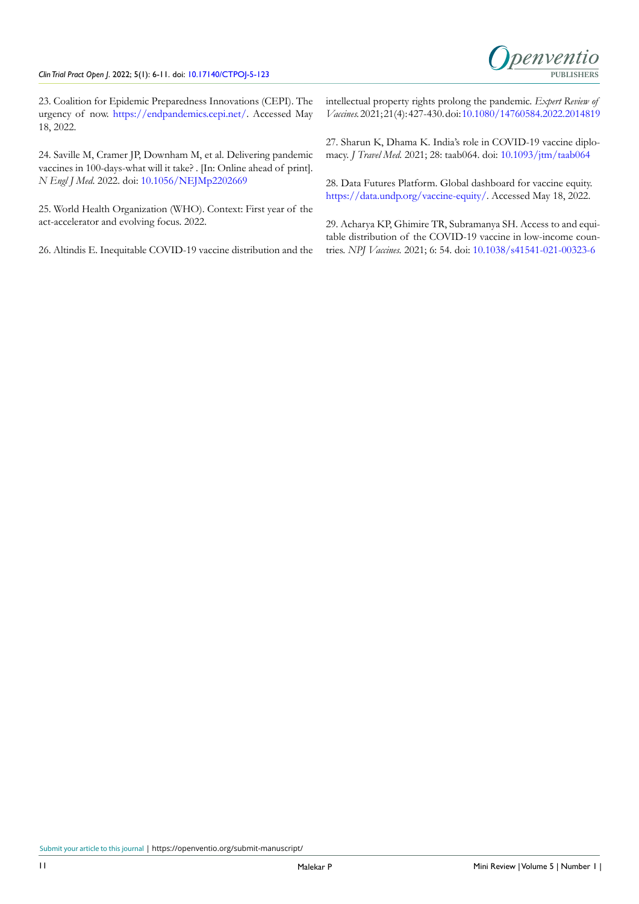23. Coalition for Epidemic Preparedness Innovations (CEPI). The urgency of now. https://endpandemics.cepi.net/. Accessed May 18, 2022.

24. Saville M, Cramer JP, Downham M, et al. Delivering pandemic vaccines in 100-days-what will it take? . [In: Online ahead of print]. *N Engl J Med.* 2022. doi: 10.1056/NEJMp2202669

25. World Health Organization (WHO). Context: First year of the act-accelerator and evolving focus. 2022.

26. Altindis E. Inequitable COVID-19 vaccine distribution and the intellectual property rights prolong the pandemic. *Expert Review of Vaccines.* 2021; 21(4): 427-430. doi: 10.1080/14760584.2022.2014819

27. Sharun K, Dhama K. India's role in COVID-19 vaccine diplomacy. *J Travel Med.* 2021; 28: taab064. doi: 10.1093/jtm/taab064

28. Data Futures Platform. Global dashboard for vaccine equity. https://data.undp.org/vaccine-equity/. Accessed May 18, 2022.

29. Acharya KP, Ghimire TR, Subramanya SH. Access to and equitable distribution of the COVID-19 vaccine in low-income countries. *NPJ Vaccines.* 2021; 6: 54. doi: 10.1038/s41541-021-00323-6